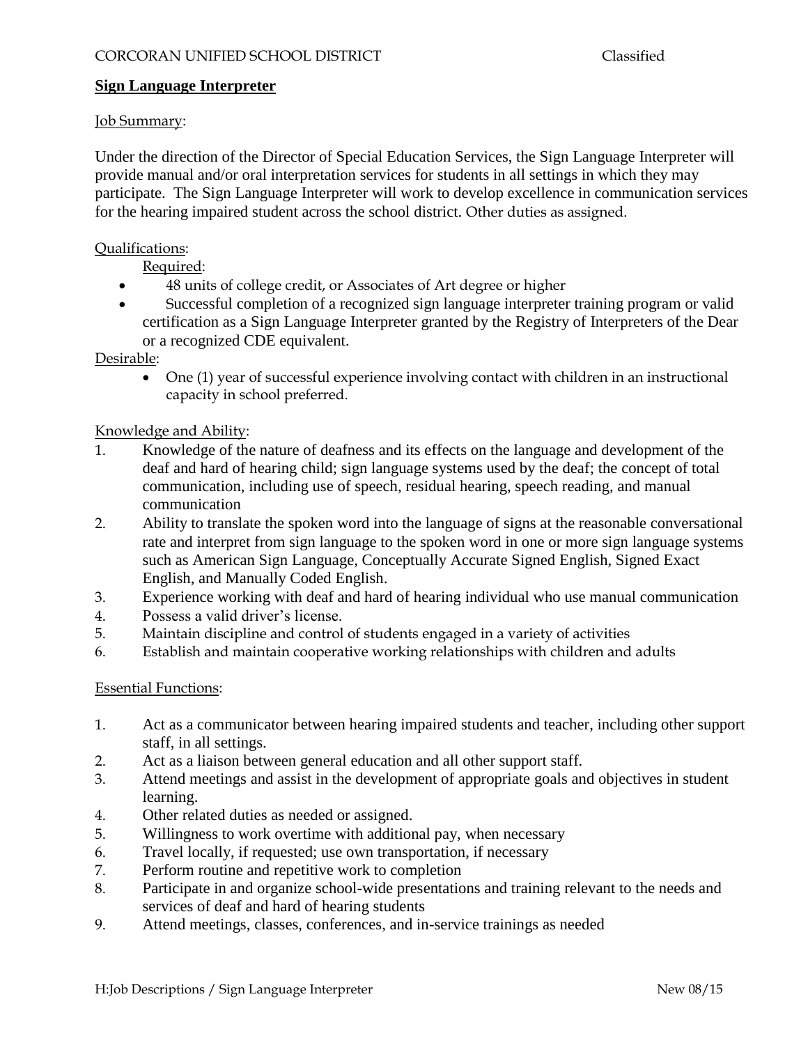CORCORAN UNIFIED SCHOOL DISTRICT Classified

# Sign Language Interpreter

Job Summary:

Under the direction of the Director of Special Education Services, the Sign Language Interpreter will provide manual and/or oral interpretation services for students in all settings in which they may participate. The Sign Language Interpreter will work to develop excellence in communication services for the hearing impaired student across the school district. Other duties as assigned.

Qualifications:

Required:

- 48 units of college credit, or Associates of Art degree or higher
- Successful completion of a recognized sign language interpreter training program or valid certification as a Sign Language Interpreter granted by the Registry of Interpreters of the Dear or a recognized CDE equivalent.

Desirable:

- One (1) year of successful experience involving contact with children in an instructional capacity in school preferred.

Knowledge and Ability:

1. Knowledge of the nature of deafness and its effects on the language and development of the deaf and hard of hearing child; sign language systems used by the deaf; the concept of total communication, including use of speech, residual hearing, speech reading, and manual communication
2. Ability to translate the spoken word into the language of signs at the reasonable conversational rate and interpret from sign language to the spoken word in one or more sign language systems such as American Sign Language, Conceptually Accurate Signed English, Signed Exact English, and Manually Coded English.
3. Experience working with deaf and hard of hearing individual who use manual communication
4. Possess a valid driver's license.
5. Maintain discipline and control of students engaged in a variety of activities
6. Establish and maintain cooperative working relationships with children and adults

Essential Functions:

1. Act as a communicator between hearing impaired students and teacher, including other support staff, in all settings.
2. Act as a liaison between general education and all other support staff.
3. Attend meetings and assist in the development of appropriate goals and objectives in student learning.
4. Other related duties as needed or assigned.
5. Willingness to work overtime with additional pay, when necessary
6. Travel locally, if requested; use own transportation, if necessary
7. Perform routine and repetitive work to completion
8. Participate in and organize school-wide presentations and training relevant to the needs and services of deaf and hard of hearing students
9. Attend meetings, classes, conferences, and in-service trainings as needed

H:Job Descriptions / Sign Language Interpreter New 08/15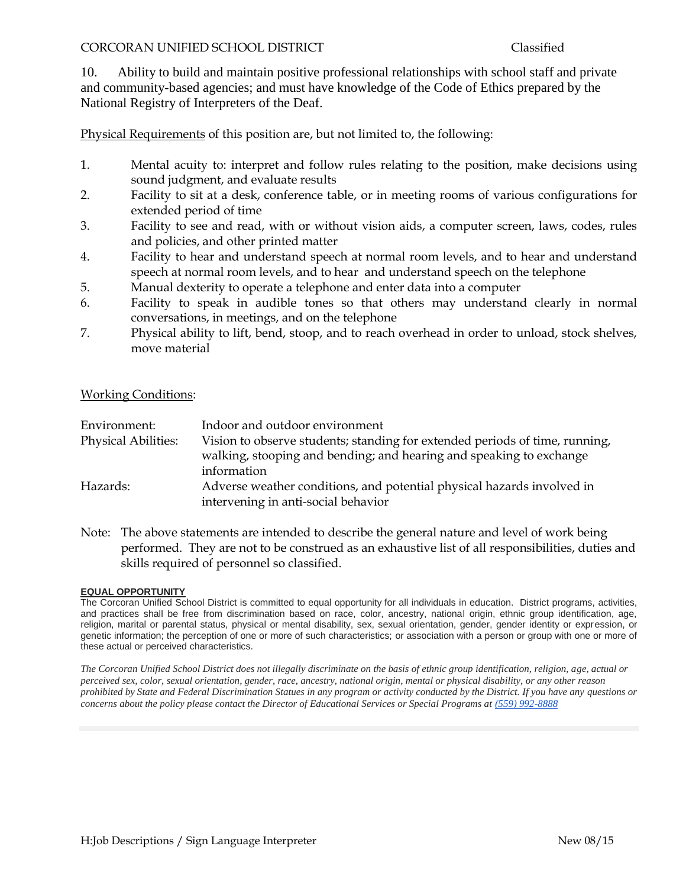10. Ability to build and maintain positive professional relationships with school staff and private and community-based agencies; and must have knowledge of the Code of Ethics prepared by the National Registry of Interpreters of the Deaf.

Physical Requirements of this position are, but not limited to, the following:

1. Mental acuity to: interpret and follow rules relating to the position, make decisions using sound judgment, and evaluate results
2. Facility to sit at a desk, conference table, or in meeting rooms of various configurations for extended period of time
3. Facility to see and read, with or without vision aids, a computer screen, laws, codes, rules and policies, and other printed matter
4. Facility to hear and understand speech at normal room levels, and to hear and understand speech at normal room levels, and to hear and understand speech on the telephone
5. Manual dexterity to operate a telephone and enter data into a computer
6. Facility to speak in audible tones so that others may understand clearly in normal conversations, in meetings, and on the telephone
7. Physical ability to lift, bend, stoop, and to reach overhead in order to unload, stock shelves, move material

Working Conditions:

| | |
|---|---|
| Environment: | Indoor and outdoor environment |
| Physical Abilities: | Vision to observe students; standing for extended periods of time, running, walking, stooping and bending; and hearing and speaking to exchange information |
| Hazards: | Adverse weather conditions, and potential physical hazards involved in intervening in anti-social behavior |

Note: The above statements are intended to describe the general nature and level of work being performed. They are not to be construed as an exhaustive list of all responsibilities, duties and skills required of personnel so classified.

**EQUAL OPPORTUNITY**

The Corcoran Unified School District is committed to equal opportunity for all individuals in education. District programs, activities, and practices shall be free from discrimination based on race, color, ancestry, national origin, ethnic group identification, age, religion, marital or parental status, physical or mental disability, sex, sexual orientation, gender, gender identity or expression, or genetic information; the perception of one or more of such characteristics; or association with a person or group with one or more of these actual or perceived characteristics.

*The Corcoran Unified School District does not illegally discriminate on the basis of ethnic group identification, religion, age, actual or perceived sex, color, sexual orientation, gender, race, ancestry, national origin, mental or physical disability, or any other reason prohibited by State and Federal Discrimination Statues in any program or activity conducted by the District. If you have any questions or concerns about the policy please contact the Director of Educational Services or Special Programs at (559) 992-8888*